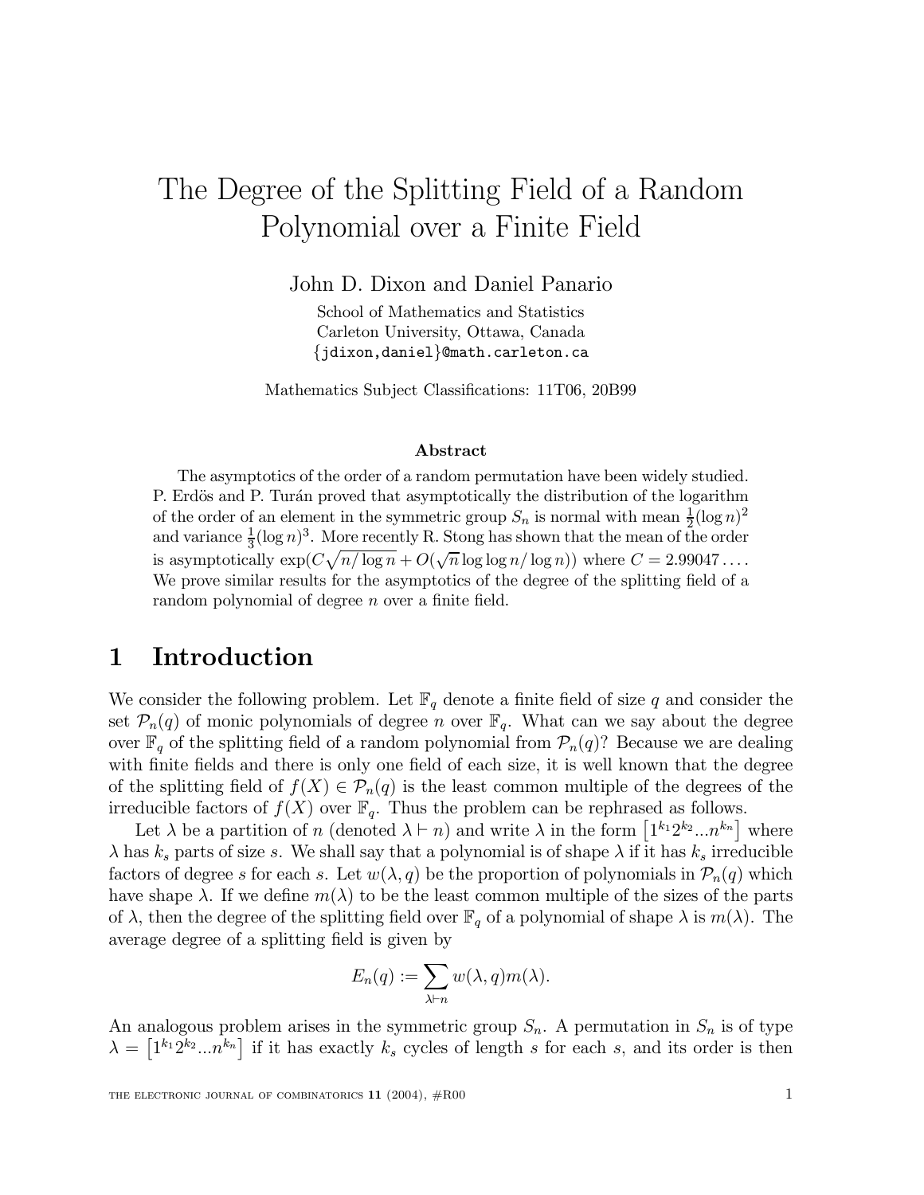# The Degree of the Splitting Field of a Random Polynomial over a Finite Field

John D. Dixon and Daniel Panario

School of Mathematics and Statistics
Carleton University, Ottawa, Canada
{jdixon,daniel}@math.carleton.ca

Mathematics Subject Classifications: 11T06, 20B99

### Abstract

The asymptotics of the order of a random permutation have been widely studied. P. Erdös and P. Turán proved that asymptotically the distribution of the logarithm of the order of an element in the symmetric group $S_n$ is normal with mean $\frac{1}{2}(\log n)^2$ and variance $\frac{1}{3}(\log n)^3$. More recently R. Stong has shown that the mean of the order is asymptotically $\exp(C\sqrt{n/\log n} + O(\sqrt{n}\log\log n/\log n))$ where $C = 2.99047\ldots$. We prove similar results for the asymptotics of the degree of the splitting field of a random polynomial of degree $n$ over a finite field.

## 1 Introduction

We consider the following problem. Let $\mathbb{F}_q$ denote a finite field of size $q$ and consider the set $\mathcal{P}_n(q)$ of monic polynomials of degree $n$ over $\mathbb{F}_q$. What can we say about the degree over $\mathbb{F}_q$ of the splitting field of a random polynomial from $\mathcal{P}_n(q)$? Because we are dealing with finite fields and there is only one field of each size, it is well known that the degree of the splitting field of $f(X) \in \mathcal{P}_n(q)$ is the least common multiple of the degrees of the irreducible factors of $f(X)$ over $\mathbb{F}_q$. Thus the problem can be rephrased as follows.

Let $\lambda$ be a partition of $n$ (denoted $\lambda \vdash n$) and write $\lambda$ in the form $\left[1^{k_1}2^{k_2}...n^{k_n}\right]$ where $\lambda$ has $k_s$ parts of size $s$. We shall say that a polynomial is of shape $\lambda$ if it has $k_s$ irreducible factors of degree $s$ for each $s$. Let $w(\lambda, q)$ be the proportion of polynomials in $\mathcal{P}_n(q)$ which have shape $\lambda$. If we define $m(\lambda)$ to be the least common multiple of the sizes of the parts of $\lambda$, then the degree of the splitting field over $\mathbb{F}_q$ of a polynomial of shape $\lambda$ is $m(\lambda)$. The average degree of a splitting field is given by

$$E_n(q) := \sum_{\lambda \vdash n} w(\lambda, q) m(\lambda).$$

An analogous problem arises in the symmetric group $S_n$. A permutation in $S_n$ is of type $\lambda = \left[1^{k_1}2^{k_2}...n^{k_n}\right]$ if it has exactly $k_s$ cycles of length $s$ for each $s$, and its order is then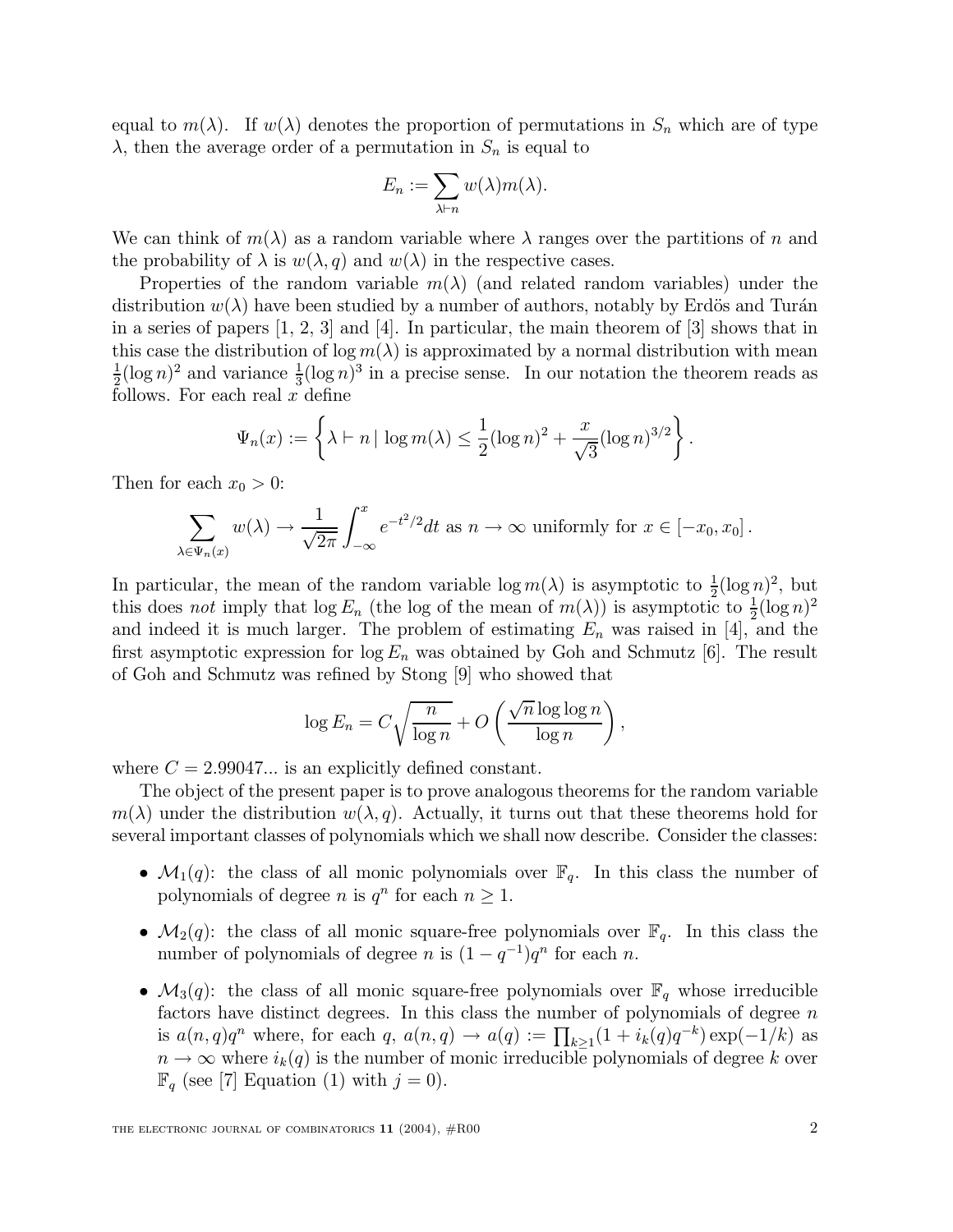equal to $m(\lambda)$. If $w(\lambda)$ denotes the proportion of permutations in $S_n$ which are of type $\lambda$, then the average order of a permutation in $S_n$ is equal to

$$E_n := \sum_{\lambda \vdash n} w(\lambda) m(\lambda).$$

We can think of $m(\lambda)$ as a random variable where $\lambda$ ranges over the partitions of $n$ and the probability of $\lambda$ is $w(\lambda, q)$ and $w(\lambda)$ in the respective cases.

Properties of the random variable $m(\lambda)$ (and related random variables) under the distribution $w(\lambda)$ have been studied by a number of authors, notably by Erdös and Turán in a series of papers [1, 2, 3] and [4]. In particular, the main theorem of [3] shows that in this case the distribution of $\log m(\lambda)$ is approximated by a normal distribution with mean $\frac{1}{2}(\log n)^2$ and variance $\frac{1}{3}(\log n)^3$ in a precise sense. In our notation the theorem reads as follows. For each real $x$ define

$$\Psi_n(x) := \left\{ \lambda \vdash n \mid \log m(\lambda) \leq \frac{1}{2}(\log n)^2 + \frac{x}{\sqrt{3}}(\log n)^{3/2} \right\}.$$

Then for each $x_0 > 0$:

$$\sum_{\lambda \in \Psi_n(x)} w(\lambda) \to \frac{1}{\sqrt{2\pi}} \int_{-\infty}^{x} e^{-t^2/2} dt \text{ as } n \to \infty \text{ uniformly for } x \in [-x_0, x_0].$$

In particular, the mean of the random variable $\log m(\lambda)$ is asymptotic to $\frac{1}{2}(\log n)^2$, but this does *not* imply that $\log E_n$ (the log of the mean of $m(\lambda)$) is asymptotic to $\frac{1}{2}(\log n)^2$ and indeed it is much larger. The problem of estimating $E_n$ was raised in [4], and the first asymptotic expression for $\log E_n$ was obtained by Goh and Schmutz [6]. The result of Goh and Schmutz was refined by Stong [9] who showed that

$$\log E_n = C\sqrt{\frac{n}{\log n}} + O\left( \frac{\sqrt{n} \log \log n}{\log n} \right),$$

where $C = 2.99047...$ is an explicitly defined constant.

The object of the present paper is to prove analogous theorems for the random variable $m(\lambda)$ under the distribution $w(\lambda, q)$. Actually, it turns out that these theorems hold for several important classes of polynomials which we shall now describe. Consider the classes:

- $\mathcal{M}_1(q)$: the class of all monic polynomials over $\mathbb{F}_q$. In this class the number of polynomials of degree $n$ is $q^n$ for each $n \geq 1$.
- $\mathcal{M}_2(q)$: the class of all monic square-free polynomials over $\mathbb{F}_q$. In this class the number of polynomials of degree $n$ is $(1 - q^{-1})q^n$ for each $n$.
- $\mathcal{M}_3(q)$: the class of all monic square-free polynomials over $\mathbb{F}_q$ whose irreducible factors have distinct degrees. In this class the number of polynomials of degree $n$ is $a(n, q)q^n$ where, for each $q$, $a(n, q) \to a(q) := \prod_{k \geq 1}(1 + i_k(q)q^{-k}) \exp(-1/k)$ as $n \to \infty$ where $i_k(q)$ is the number of monic irreducible polynomials of degree $k$ over $\mathbb{F}_q$ (see [7] Equation (1) with $j = 0$).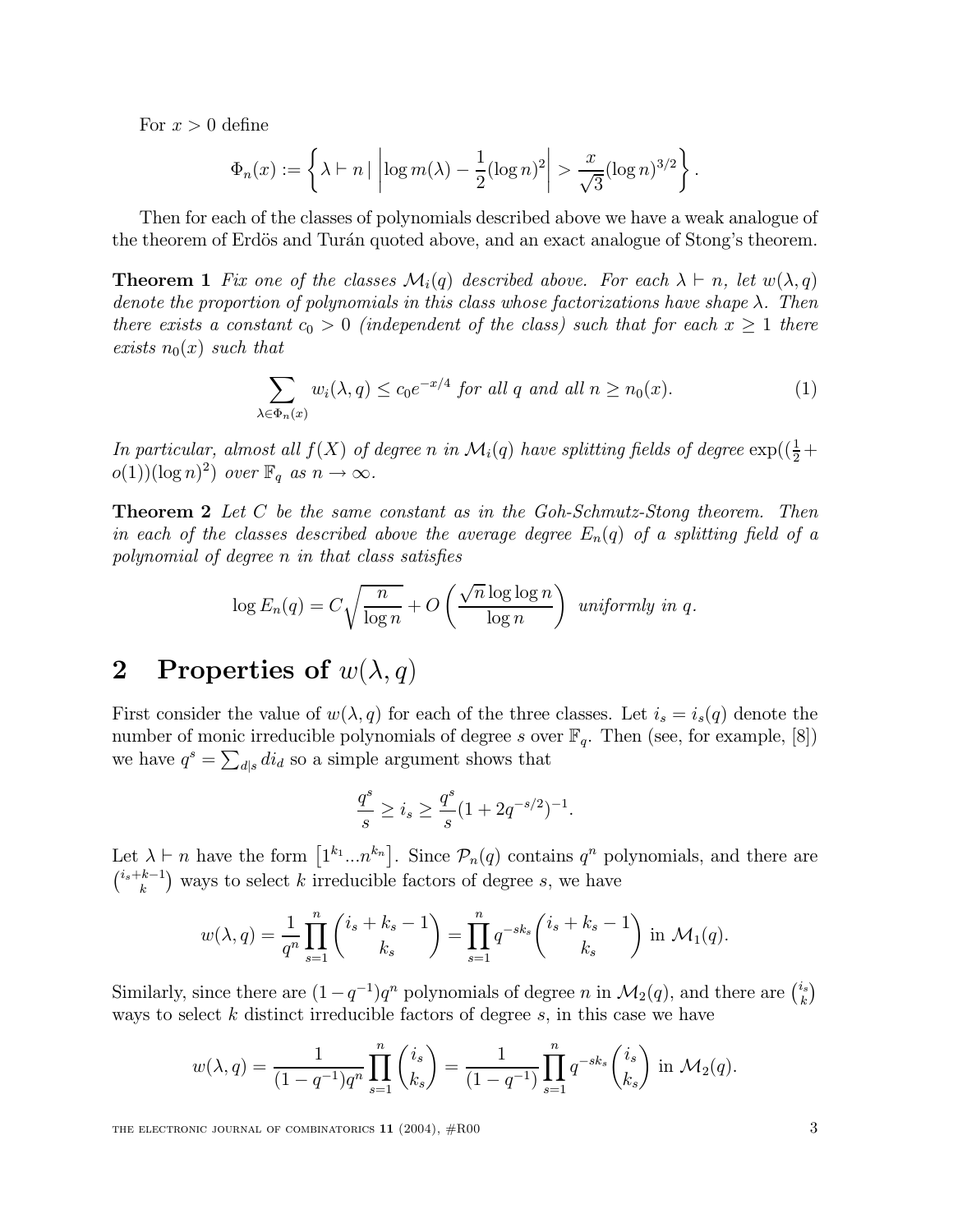For $x > 0$ define

$$\Phi_n(x) := \left\{ \lambda \vdash n \mid \left| \log m(\lambda) - \frac{1}{2}(\log n)^2 \right| > \frac{x}{\sqrt{3}}(\log n)^{3/2} \right\}.$$

Then for each of the classes of polynomials described above we have a weak analogue of the theorem of Erdös and Turán quoted above, and an exact analogue of Stong's theorem.

**Theorem 1** *Fix one of the classes $\mathcal{M}_i(q)$ described above. For each $\lambda \vdash n$, let $w(\lambda, q)$ denote the proportion of polynomials in this class whose factorizations have shape $\lambda$. Then there exists a constant $c_0 > 0$ (independent of the class) such that for each $x \geq 1$ there exists $n_0(x)$ such that*

$$\sum_{\lambda \in \Phi_n(x)} w_i(\lambda, q) \leq c_0 e^{-x/4} \text{ for all } q \text{ and all } n \geq n_0(x). \tag{1}$$

*In particular, almost all $f(X)$ of degree $n$ in $\mathcal{M}_i(q)$ have splitting fields of degree $\exp((\frac{1}{2} + o(1))(\log n)^2)$ over $\mathbb{F}_q$ as $n \to \infty$.*

**Theorem 2** *Let $C$ be the same constant as in the Goh-Schmutz-Stong theorem. Then in each of the classes described above the average degree $E_n(q)$ of a splitting field of a polynomial of degree $n$ in that class satisfies*

$$\log E_n(q) = C\sqrt{\frac{n}{\log n}} + O\left(\frac{\sqrt{n}\log\log n}{\log n}\right) \text{ uniformly in } q.$$

## 2 Properties of $w(\lambda, q)$

First consider the value of $w(\lambda, q)$ for each of the three classes. Let $i_s = i_s(q)$ denote the number of monic irreducible polynomials of degree $s$ over $\mathbb{F}_q$. Then (see, for example, [8]) we have $q^s = \sum_{d|s} d i_d$ so a simple argument shows that

$$\frac{q^s}{s} \geq i_s \geq \frac{q^s}{s}(1 + 2q^{-s/2})^{-1}.$$

Let $\lambda \vdash n$ have the form $\left[1^{k_1}...n^{k_n}\right]$. Since $\mathcal{P}_n(q)$ contains $q^n$ polynomials, and there are $\binom{i_s+k-1}{k}$ ways to select $k$ irreducible factors of degree $s$, we have

$$w(\lambda, q) = \frac{1}{q^n}\prod_{s=1}^{n}\binom{i_s + k_s - 1}{k_s} = \prod_{s=1}^{n} q^{-sk_s}\binom{i_s + k_s - 1}{k_s} \text{ in } \mathcal{M}_1(q).$$

Similarly, since there are $(1 - q^{-1})q^n$ polynomials of degree $n$ in $\mathcal{M}_2(q)$, and there are $\binom{i_s}{k}$ ways to select $k$ distinct irreducible factors of degree $s$, in this case we have

$$w(\lambda, q) = \frac{1}{(1 - q^{-1})q^n}\prod_{s=1}^{n}\binom{i_s}{k_s} = \frac{1}{(1 - q^{-1})}\prod_{s=1}^{n} q^{-sk_s}\binom{i_s}{k_s} \text{ in } \mathcal{M}_2(q).$$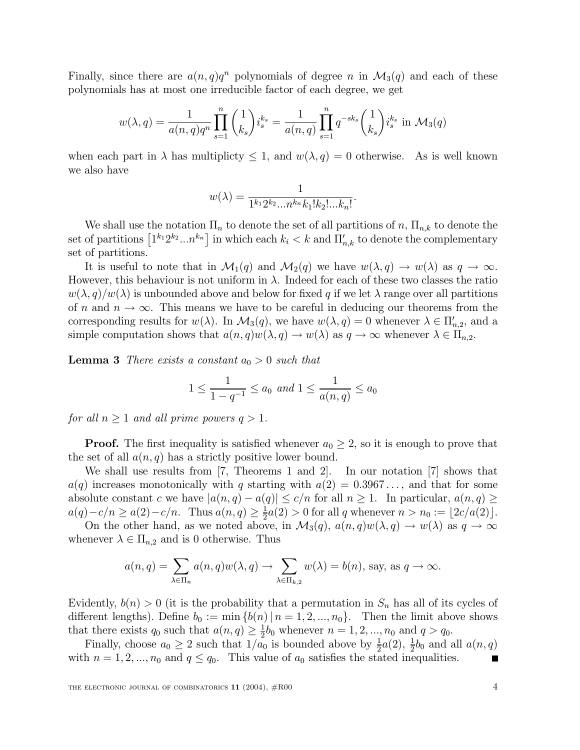Finally, since there are $a(n,q)q^n$ polynomials of degree $n$ in $\mathcal{M}_3(q)$ and each of these polynomials has at most one irreducible factor of each degree, we get

$$w(\lambda, q) = \frac{1}{a(n,q)q^n} \prod_{s=1}^{n} \binom{1}{k_s} i_s^{k_s} = \frac{1}{a(n,q)} \prod_{s=1}^{n} q^{-sk_s} \binom{1}{k_s} i_s^{k_s} \text{ in } \mathcal{M}_3(q)$$

when each part in $\lambda$ has multiplicty $\leq 1$, and $w(\lambda, q) = 0$ otherwise. As is well known we also have

$$w(\lambda) = \frac{1}{1^{k_1} 2^{k_2} ... n^{k_n} k_1! k_2! ... k_n!}.$$

We shall use the notation $\Pi_n$ to denote the set of all partitions of $n$, $\Pi_{n,k}$ to denote the set of partitions $\left[1^{k_1} 2^{k_2} ... n^{k_n}\right]$ in which each $k_i < k$ and $\Pi'_{n,k}$ to denote the complementary set of partitions.

It is useful to note that in $\mathcal{M}_1(q)$ and $\mathcal{M}_2(q)$ we have $w(\lambda, q) \to w(\lambda)$ as $q \to \infty$. However, this behaviour is not uniform in $\lambda$. Indeed for each of these two classes the ratio $w(\lambda, q)/w(\lambda)$ is unbounded above and below for fixed $q$ if we let $\lambda$ range over all partitions of $n$ and $n \to \infty$. This means we have to be careful in deducing our theorems from the corresponding results for $w(\lambda)$. In $\mathcal{M}_3(q)$, we have $w(\lambda, q) = 0$ whenever $\lambda \in \Pi'_{n,2}$, and a simple computation shows that $a(n,q)w(\lambda, q) \to w(\lambda)$ as $q \to \infty$ whenever $\lambda \in \Pi_{n,2}$.

**Lemma 3** *There exists a constant $a_0 > 0$ such that*

$$1 \leq \frac{1}{1 - q^{-1}} \leq a_0 \text{ and } 1 \leq \frac{1}{a(n,q)} \leq a_0$$

*for all $n \geq 1$ and all prime powers $q > 1$.*

**Proof.** The first inequality is satisfied whenever $a_0 \geq 2$, so it is enough to prove that the set of all $a(n,q)$ has a strictly positive lower bound.

We shall use results from [7, Theorems 1 and 2]. In our notation [7] shows that $a(q)$ increases monotonically with $q$ starting with $a(2) = 0.3967\ldots$, and that for some absolute constant $c$ we have $|a(n,q) - a(q)| \leq c/n$ for all $n \geq 1$. In particular, $a(n,q) \geq a(q) - c/n \geq a(2) - c/n$. Thus $a(n,q) \geq \frac{1}{2}a(2) > 0$ for all $q$ whenever $n > n_0 := \lfloor 2c/a(2) \rfloor$.

On the other hand, as we noted above, in $\mathcal{M}_3(q)$, $a(n,q)w(\lambda, q) \to w(\lambda)$ as $q \to \infty$ whenever $\lambda \in \Pi_{n,2}$ and is 0 otherwise. Thus

$$a(n,q) = \sum_{\lambda \in \Pi_n} a(n,q) w(\lambda, q) \to \sum_{\lambda \in \Pi_{k,2}} w(\lambda) = b(n), \text{ say, as } q \to \infty.$$

Evidently, $b(n) > 0$ (it is the probability that a permutation in $S_n$ has all of its cycles of different lengths). Define $b_0 := \min \{b(n) \mid n = 1, 2, ..., n_0\}$. Then the limit above shows that there exists $q_0$ such that $a(n,q) \geq \frac{1}{2}b_0$ whenever $n = 1, 2, ..., n_0$ and $q > q_0$.

Finally, choose $a_0 \geq 2$ such that $1/a_0$ is bounded above by $\frac{1}{2}a(2)$, $\frac{1}{2}b_0$ and all $a(n,q)$ with $n = 1, 2, ..., n_0$ and $q \leq q_0$. This value of $a_0$ satisfies the stated inequalities. ∎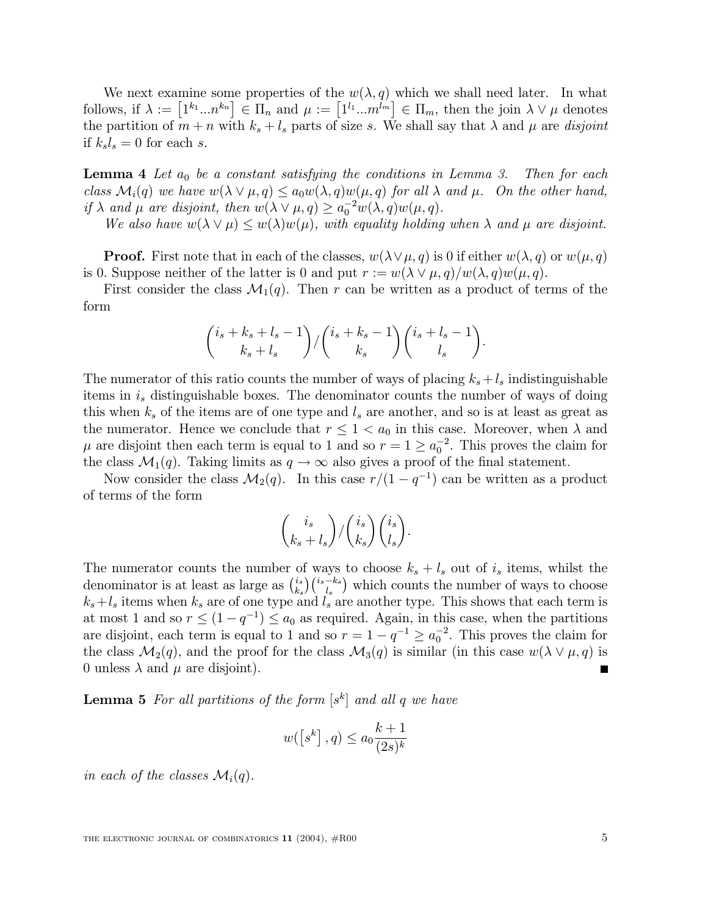We next examine some properties of the $w(\lambda, q)$ which we shall need later. In what follows, if $\lambda := \left[1^{k_1}...n^{k_n}\right] \in \Pi_n$ and $\mu := \left[1^{l_1}...m^{l_m}\right] \in \Pi_m$, then the join $\lambda \vee \mu$ denotes the partition of $m+n$ with $k_s + l_s$ parts of size $s$. We shall say that $\lambda$ and $\mu$ are *disjoint* if $k_s l_s = 0$ for each $s$.

**Lemma 4** *Let $a_0$ be a constant satisfying the conditions in Lemma 3. Then for each class $\mathcal{M}_i(q)$ we have $w(\lambda \vee \mu, q) \leq a_0 w(\lambda, q) w(\mu, q)$ for all $\lambda$ and $\mu$. On the other hand, if $\lambda$ and $\mu$ are disjoint, then $w(\lambda \vee \mu, q) \geq a_0^{-2} w(\lambda, q) w(\mu, q)$.*

*We also have $w(\lambda \vee \mu) \leq w(\lambda) w(\mu)$, with equality holding when $\lambda$ and $\mu$ are disjoint.*

**Proof.** First note that in each of the classes, $w(\lambda \vee \mu, q)$ is 0 if either $w(\lambda, q)$ or $w(\mu, q)$ is 0. Suppose neither of the latter is 0 and put $r := w(\lambda \vee \mu, q)/w(\lambda, q)w(\mu, q)$.

First consider the class $\mathcal{M}_1(q)$. Then $r$ can be written as a product of terms of the form

$$\binom{i_s + k_s + l_s - 1}{k_s + l_s} / \binom{i_s + k_s - 1}{k_s} \binom{i_s + l_s - 1}{l_s}.$$

The numerator of this ratio counts the number of ways of placing $k_s + l_s$ indistinguishable items in $i_s$ distinguishable boxes. The denominator counts the number of ways of doing this when $k_s$ of the items are of one type and $l_s$ are another, and so is at least as great as the numerator. Hence we conclude that $r \leq 1 < a_0$ in this case. Moreover, when $\lambda$ and $\mu$ are disjoint then each term is equal to 1 and so $r = 1 \geq a_0^{-2}$. This proves the claim for the class $\mathcal{M}_1(q)$. Taking limits as $q \to \infty$ also gives a proof of the final statement.

Now consider the class $\mathcal{M}_2(q)$. In this case $r/(1 - q^{-1})$ can be written as a product of terms of the form

$$\binom{i_s}{k_s + l_s} / \binom{i_s}{k_s} \binom{i_s}{l_s}.$$

The numerator counts the number of ways to choose $k_s + l_s$ out of $i_s$ items, whilst the denominator is at least as large as $\binom{i_s}{k_s}\binom{i_s - k_s}{l_s}$ which counts the number of ways to choose $k_s + l_s$ items when $k_s$ are of one type and $l_s$ are another type. This shows that each term is at most 1 and so $r \leq (1 - q^{-1}) \leq a_0$ as required. Again, in this case, when the partitions are disjoint, each term is equal to 1 and so $r = 1 - q^{-1} \geq a_0^{-2}$. This proves the claim for the class $\mathcal{M}_2(q)$, and the proof for the class $\mathcal{M}_3(q)$ is similar (in this case $w(\lambda \vee \mu, q)$ is 0 unless $\lambda$ and $\mu$ are disjoint). ∎

**Lemma 5** *For all partitions of the form $\left[s^k\right]$ and all $q$ we have*

$$w(\left[s^k\right], q) \leq a_0 \frac{k+1}{(2s)^k}$$

*in each of the classes $\mathcal{M}_i(q)$.*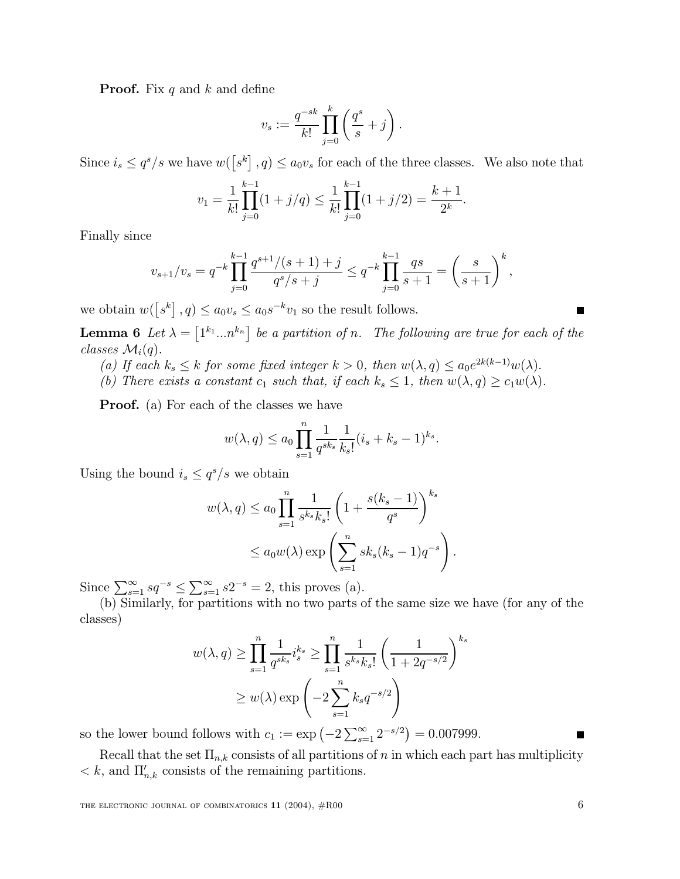**Proof.** Fix $q$ and $k$ and define

$$v_s := \frac{q^{-sk}}{k!}\prod_{j=0}^{k}\left(\frac{q^s}{s}+j\right).$$

Since $i_s \le q^s/s$ we have $w(\left[s^k\right], q) \le a_0 v_s$ for each of the three classes. We also note that

$$v_1 = \frac{1}{k!}\prod_{j=0}^{k-1}(1+j/q) \le \frac{1}{k!}\prod_{j=0}^{k-1}(1+j/2) = \frac{k+1}{2^k}.$$

Finally since

$$v_{s+1}/v_s = q^{-k}\prod_{j=0}^{k-1}\frac{q^{s+1}/(s+1)+j}{q^s/s+j} \le q^{-k}\prod_{j=0}^{k-1}\frac{qs}{s+1} = \left(\frac{s}{s+1}\right)^k,$$

we obtain $w(\left[s^k\right], q) \le a_0 v_s \le a_0 s^{-k} v_1$ so the result follows. ∎

**Lemma 6** *Let $\lambda = \left[1^{k_1}...n^{k_n}\right]$ be a partition of $n$. The following are true for each of the classes $\mathcal{M}_i(q)$.*

*(a) If each $k_s \le k$ for some fixed integer $k > 0$, then $w(\lambda, q) \le a_0 e^{2k(k-1)} w(\lambda)$.*

*(b) There exists a constant $c_1$ such that, if each $k_s \le 1$, then $w(\lambda, q) \ge c_1 w(\lambda)$.*

**Proof.** (a) For each of the classes we have

$$w(\lambda, q) \le a_0 \prod_{s=1}^{n}\frac{1}{q^{sk_s}}\frac{1}{k_s!}(i_s+k_s-1)^{k_s}.$$

Using the bound $i_s \le q^s/s$ we obtain

$$\begin{aligned} w(\lambda, q) &\le a_0 \prod_{s=1}^{n}\frac{1}{s^{k_s}k_s!}\left(1+\frac{s(k_s-1)}{q^s}\right)^{k_s} \\ &\le a_0 w(\lambda)\exp\left(\sum_{s=1}^{n} s k_s(k_s-1)q^{-s}\right). \end{aligned}$$

Since $\sum_{s=1}^{\infty} s q^{-s} \le \sum_{s=1}^{\infty} s 2^{-s} = 2$, this proves (a).

(b) Similarly, for partitions with no two parts of the same size we have (for any of the classes)

$$\begin{aligned} w(\lambda, q) &\ge \prod_{s=1}^{n}\frac{1}{q^{sk_s}} i_s^{k_s} \ge \prod_{s=1}^{n}\frac{1}{s^{k_s}k_s!}\left(\frac{1}{1+2q^{-s/2}}\right)^{k_s} \\ &\ge w(\lambda)\exp\left(-2\sum_{s=1}^{n} k_s q^{-s/2}\right) \end{aligned}$$

so the lower bound follows with $c_1 := \exp\left(-2\sum_{s=1}^{\infty} 2^{-s/2}\right) = 0.007999$. ∎

Recall that the set $\Pi_{n,k}$ consists of all partitions of $n$ in which each part has multiplicity $< k$, and $\Pi'_{n,k}$ consists of the remaining partitions.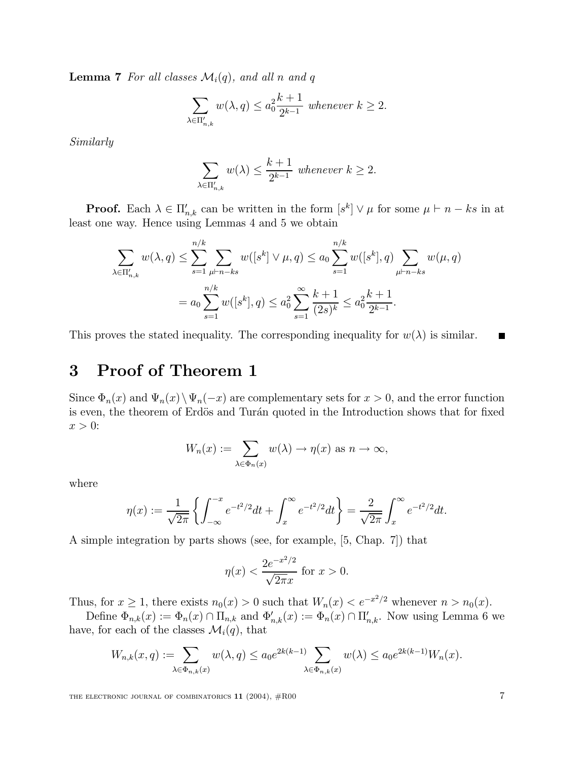**Lemma 7** *For all classes $\mathcal{M}_i(q)$, and all $n$ and $q$*

$$\sum_{\lambda \in \Pi'_{n,k}} w(\lambda, q) \leq a_0^2 \frac{k+1}{2^{k-1}} \text{ whenever } k \geq 2.$$

*Similarly*

$$\sum_{\lambda \in \Pi'_{n,k}} w(\lambda) \leq \frac{k+1}{2^{k-1}} \text{ whenever } k \geq 2.$$

**Proof.** Each $\lambda \in \Pi'_{n,k}$ can be written in the form $[s^k] \vee \mu$ for some $\mu \vdash n - ks$ in at least one way. Hence using Lemmas 4 and 5 we obtain

$$\sum_{\lambda \in \Pi'_{n,k}} w(\lambda, q) \leq \sum_{s=1}^{n/k} \sum_{\mu \vdash n-ks} w([s^k] \vee \mu, q) \leq a_0 \sum_{s=1}^{n/k} w([s^k], q) \sum_{\mu \vdash n-ks} w(\mu, q)$$

$$= a_0 \sum_{s=1}^{n/k} w([s^k], q) \leq a_0^2 \sum_{s=1}^{\infty} \frac{k+1}{(2s)^k} \leq a_0^2 \frac{k+1}{2^{k-1}}.$$

This proves the stated inequality. The corresponding inequality for $w(\lambda)$ is similar. ∎

# 3 Proof of Theorem 1

Since $\Phi_n(x)$ and $\Psi_n(x) \setminus \Psi_n(-x)$ are complementary sets for $x > 0$, and the error function is even, the theorem of Erdös and Turán quoted in the Introduction shows that for fixed $x > 0$:

$$W_n(x) := \sum_{\lambda \in \Phi_n(x)} w(\lambda) \to \eta(x) \text{ as } n \to \infty,$$

where

$$\eta(x) := \frac{1}{\sqrt{2\pi}} \left\{ \int_{-\infty}^{-x} e^{-t^2/2} dt + \int_x^{\infty} e^{-t^2/2} dt \right\} = \frac{2}{\sqrt{2\pi}} \int_x^{\infty} e^{-t^2/2} dt.$$

A simple integration by parts shows (see, for example, [5, Chap. 7]) that

$$\eta(x) < \frac{2e^{-x^2/2}}{\sqrt{2\pi}x} \text{ for } x > 0.$$

Thus, for $x \geq 1$, there exists $n_0(x) > 0$ such that $W_n(x) < e^{-x^2/2}$ whenever $n > n_0(x)$.

Define $\Phi_{n,k}(x) := \Phi_n(x) \cap \Pi_{n,k}$ and $\Phi'_{n,k}(x) := \Phi_n(x) \cap \Pi'_{n,k}$. Now using Lemma 6 we have, for each of the classes $\mathcal{M}_i(q)$, that

$$W_{n,k}(x, q) := \sum_{\lambda \in \Phi_{n,k}(x)} w(\lambda, q) \leq a_0 e^{2k(k-1)} \sum_{\lambda \in \Phi_{n,k}(x)} w(\lambda) \leq a_0 e^{2k(k-1)} W_n(x).$$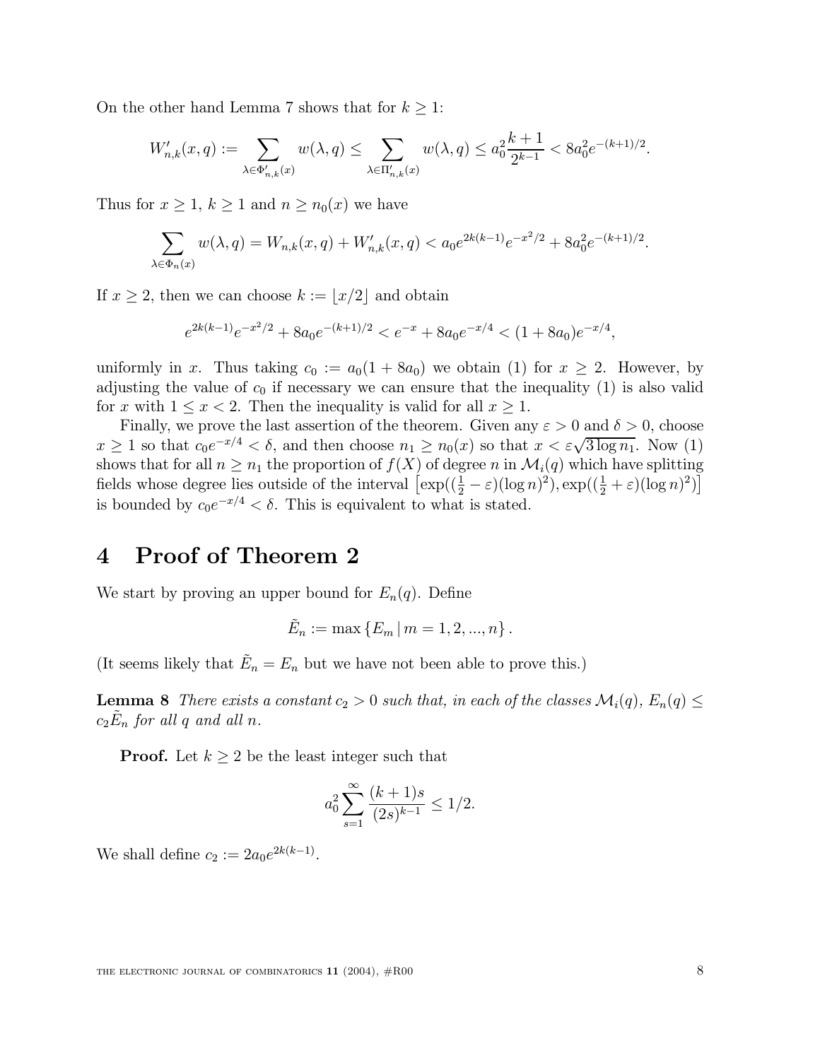On the other hand Lemma 7 shows that for $k \geq 1$:

$$W'_{n,k}(x,q) := \sum_{\lambda \in \Phi'_{n,k}(x)} w(\lambda, q) \leq \sum_{\lambda \in \Pi'_{n,k}(x)} w(\lambda, q) \leq a_0^2 \frac{k+1}{2^{k-1}} < 8a_0^2 e^{-(k+1)/2}.$$

Thus for $x \geq 1$, $k \geq 1$ and $n \geq n_0(x)$ we have

$$\sum_{\lambda \in \Phi_n(x)} w(\lambda, q) = W_{n,k}(x,q) + W'_{n,k}(x,q) < a_0 e^{2k(k-1)} e^{-x^2/2} + 8a_0^2 e^{-(k+1)/2}.$$

If $x \geq 2$, then we can choose $k := \lfloor x/2 \rfloor$ and obtain

$$e^{2k(k-1)} e^{-x^2/2} + 8a_0 e^{-(k+1)/2} < e^{-x} + 8a_0 e^{-x/4} < (1 + 8a_0) e^{-x/4},$$

uniformly in $x$. Thus taking $c_0 := a_0(1 + 8a_0)$ we obtain (1) for $x \geq 2$. However, by adjusting the value of $c_0$ if necessary we can ensure that the inequality (1) is also valid for $x$ with $1 \leq x < 2$. Then the inequality is valid for all $x \geq 1$.

Finally, we prove the last assertion of the theorem. Given any $\varepsilon > 0$ and $\delta > 0$, choose $x \geq 1$ so that $c_0 e^{-x/4} < \delta$, and then choose $n_1 \geq n_0(x)$ so that $x < \varepsilon\sqrt{3 \log n_1}$. Now (1) shows that for all $n \geq n_1$ the proportion of $f(X)$ of degree $n$ in $\mathcal{M}_i(q)$ which have splitting fields whose degree lies outside of the interval $\left[\exp((\frac{1}{2} - \varepsilon)(\log n)^2), \exp((\frac{1}{2} + \varepsilon)(\log n)^2)\right]$ is bounded by $c_0 e^{-x/4} < \delta$. This is equivalent to what is stated.

# 4 Proof of Theorem 2

We start by proving an upper bound for $E_n(q)$. Define

$$\tilde{E}_n := \max \{E_m \mid m = 1, 2, ..., n\}.$$

(It seems likely that $\tilde{E}_n = E_n$ but we have not been able to prove this.)

**Lemma 8** *There exists a constant $c_2 > 0$ such that, in each of the classes $\mathcal{M}_i(q)$, $E_n(q) \leq c_2 \tilde{E}_n$ for all $q$ and all $n$.*

**Proof.** Let $k \geq 2$ be the least integer such that

$$a_0^2 \sum_{s=1}^{\infty} \frac{(k+1)s}{(2s)^{k-1}} \leq 1/2.$$

We shall define $c_2 := 2a_0 e^{2k(k-1)}$.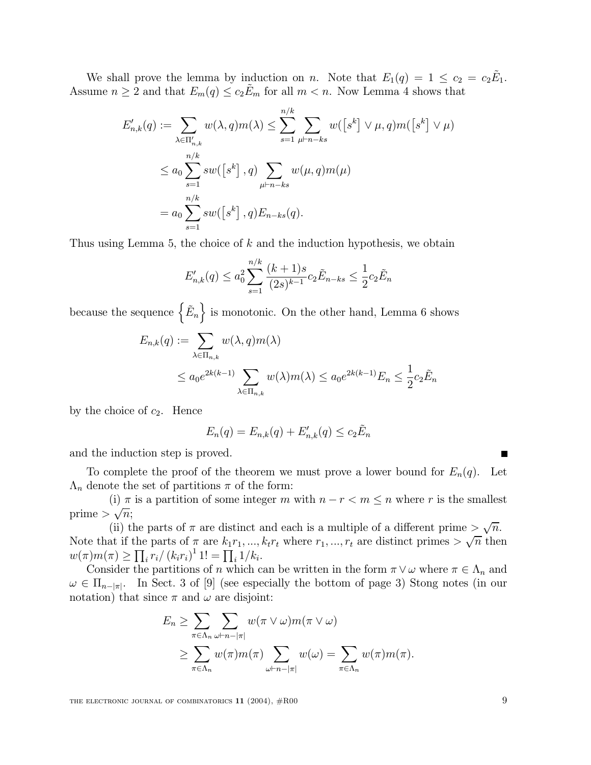We shall prove the lemma by induction on $n$. Note that $E_1(q) = 1 \leq c_2 = c_2\tilde{E}_1$. Assume $n \geq 2$ and that $E_m(q) \leq c_2\tilde{E}_m$ for all $m < n$. Now Lemma 4 shows that

$$
\begin{aligned}
E'_{n,k}(q) &:= \sum_{\lambda \in \Pi'_{n,k}} w(\lambda, q)m(\lambda) \leq \sum_{s=1}^{n/k} \sum_{\mu \vdash n-ks} w(\left[s^k\right] \vee \mu, q)m(\left[s^k\right] \vee \mu) \\
&\leq a_0 \sum_{s=1}^{n/k} sw(\left[s^k\right], q) \sum_{\mu \vdash n-ks} w(\mu, q)m(\mu) \\
&= a_0 \sum_{s=1}^{n/k} sw(\left[s^k\right], q)E_{n-ks}(q).
\end{aligned}
$$

Thus using Lemma 5, the choice of $k$ and the induction hypothesis, we obtain

$$
E'_{n,k}(q) \leq a_0^2 \sum_{s=1}^{n/k} \frac{(k+1)s}{(2s)^{k-1}} c_2\tilde{E}_{n-ks} \leq \frac{1}{2}c_2\tilde{E}_n
$$

because the sequence $\left\{\tilde{E}_n\right\}$ is monotonic. On the other hand, Lemma 6 shows

$$
\begin{aligned}
E_{n,k}(q) &:= \sum_{\lambda \in \Pi_{n,k}} w(\lambda, q)m(\lambda) \\
&\leq a_0 e^{2k(k-1)} \sum_{\lambda \in \Pi_{n,k}} w(\lambda)m(\lambda) \leq a_0 e^{2k(k-1)} E_n \leq \frac{1}{2}c_2\tilde{E}_n
\end{aligned}
$$

by the choice of $c_2$. Hence

$$
E_n(q) = E_{n,k}(q) + E'_{n,k}(q) \leq c_2\tilde{E}_n
$$

and the induction step is proved. ∎

To complete the proof of the theorem we must prove a lower bound for $E_n(q)$. Let $\Lambda_n$ denote the set of partitions $\pi$ of the form:

(i) $\pi$ is a partition of some integer $m$ with $n - r < m \leq n$ where $r$ is the smallest prime $> \sqrt{n}$;

(ii) the parts of $\pi$ are distinct and each is a multiple of a different prime $> \sqrt{n}$.

Note that if the parts of $\pi$ are $k_1r_1, ..., k_tr_t$ where $r_1, ..., r_t$ are distinct primes $> \sqrt{n}$ then $w(\pi)m(\pi) \geq \prod_i r_i/\left(k_ir_i\right)^1 1! = \prod_i 1/k_i$.

Consider the partitions of $n$ which can be written in the form $\pi \vee \omega$ where $\pi \in \Lambda_n$ and $\omega \in \Pi_{n-|\pi|}$. In Sect. 3 of [9] (see especially the bottom of page 3) Stong notes (in our notation) that since $\pi$ and $\omega$ are disjoint:

$$
\begin{aligned}
E_n &\geq \sum_{\pi \in \Lambda_n} \sum_{\omega \vdash n-|\pi|} w(\pi \vee \omega)m(\pi \vee \omega) \\
&\geq \sum_{\pi \in \Lambda_n} w(\pi)m(\pi) \sum_{\omega \vdash n-|\pi|} w(\omega) = \sum_{\pi \in \Lambda_n} w(\pi)m(\pi).
\end{aligned}
$$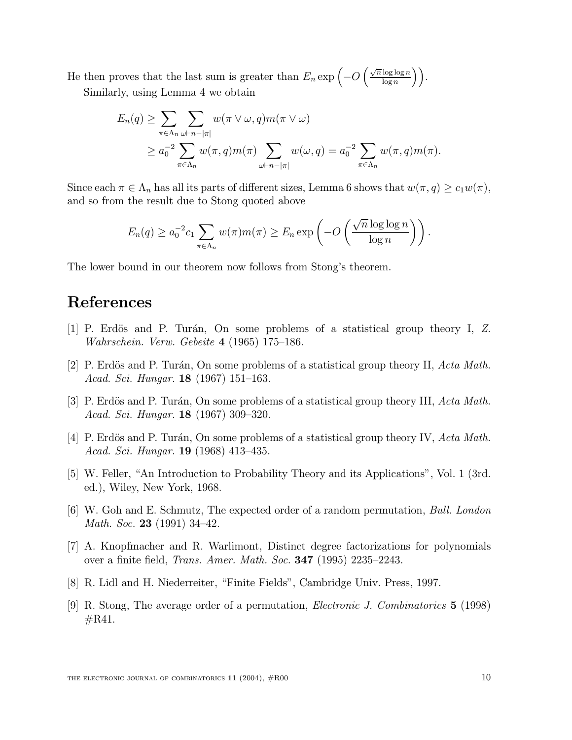He then proves that the last sum is greater than $E_n \exp\left(-O\left(\frac{\sqrt{n}\log\log n}{\log n}\right)\right)$.

Similarly, using Lemma 4 we obtain

$$
\begin{aligned}
E_n(q) &\geq \sum_{\pi \in \Lambda_n} \sum_{\omega \vdash n-|\pi|} w(\pi \vee \omega, q) m(\pi \vee \omega) \\
&\geq a_0^{-2} \sum_{\pi \in \Lambda_n} w(\pi, q) m(\pi) \sum_{\omega \vdash n-|\pi|} w(\omega, q) = a_0^{-2} \sum_{\pi \in \Lambda_n} w(\pi, q) m(\pi).
\end{aligned}
$$

Since each $\pi \in \Lambda_n$ has all its parts of different sizes, Lemma 6 shows that $w(\pi, q) \geq c_1 w(\pi)$, and so from the result due to Stong quoted above

$$
E_n(q) \geq a_0^{-2} c_1 \sum_{\pi \in \Lambda_n} w(\pi) m(\pi) \geq E_n \exp\left(-O\left(\frac{\sqrt{n}\log\log n}{\log n}\right)\right).
$$

The lower bound in our theorem now follows from Stong's theorem.

## References

[1] P. Erdös and P. Turán, On some problems of a statistical group theory I, *Z. Wahrschein. Verw. Gebeite* **4** (1965) 175–186.

[2] P. Erdös and P. Turán, On some problems of a statistical group theory II, *Acta Math. Acad. Sci. Hungar.* **18** (1967) 151–163.

[3] P. Erdös and P. Turán, On some problems of a statistical group theory III, *Acta Math. Acad. Sci. Hungar.* **18** (1967) 309–320.

[4] P. Erdös and P. Turán, On some problems of a statistical group theory IV, *Acta Math. Acad. Sci. Hungar.* **19** (1968) 413–435.

[5] W. Feller, "An Introduction to Probability Theory and its Applications", Vol. 1 (3rd. ed.), Wiley, New York, 1968.

[6] W. Goh and E. Schmutz, The expected order of a random permutation, *Bull. London Math. Soc.* **23** (1991) 34–42.

[7] A. Knopfmacher and R. Warlimont, Distinct degree factorizations for polynomials over a finite field, *Trans. Amer. Math. Soc.* **347** (1995) 2235–2243.

[8] R. Lidl and H. Niederreiter, "Finite Fields", Cambridge Univ. Press, 1997.

[9] R. Stong, The average order of a permutation, *Electronic J. Combinatorics* **5** (1998) #R41.